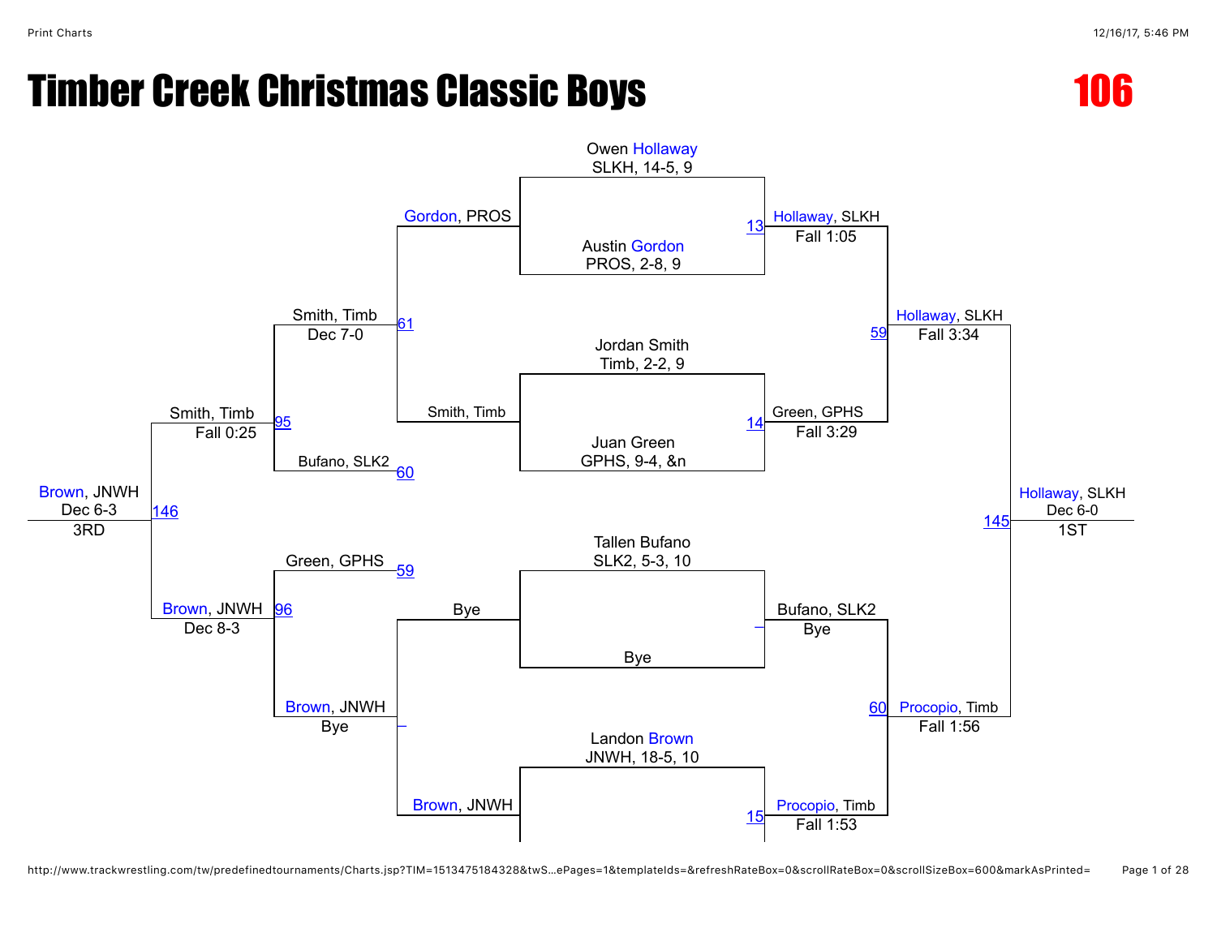# Timber Creek Christmas Classic Boys

# 106

Owen Hollaway
SLKH, 14-5, 9

Austin Gordon
PROS, 2-8, 9

13 Hollaway, SLKH
Fall 1:05

Jordan Smith
Timb, 2-2, 9

Juan Green
GPHS, 9-4, &n

14 Green, GPHS
Fall 3:29

59 Hollaway, SLKH
Fall 3:34

Tallen Bufano
SLK2, 5-3, 10

Bye

_ Bufano, SLK2
Bye

Landon Brown
JNWH, 18-5, 10

15 Procopio, Timb
Fall 1:53

60 Procopio, Timb
Fall 1:56

145 Hollaway, SLKH
Dec 6-0
1ST

Gordon, PROS

Smith, Timb

61 Smith, Timb
Dec 7-0

60 Bufano, SLK2

95 Smith, Timb
Fall 0:25

59 Green, GPHS

Bye

Brown, JNWH

_ Brown, JNWH
Bye

96 Brown, JNWH
Dec 8-3

146 Brown, JNWH
Dec 6-3
3RD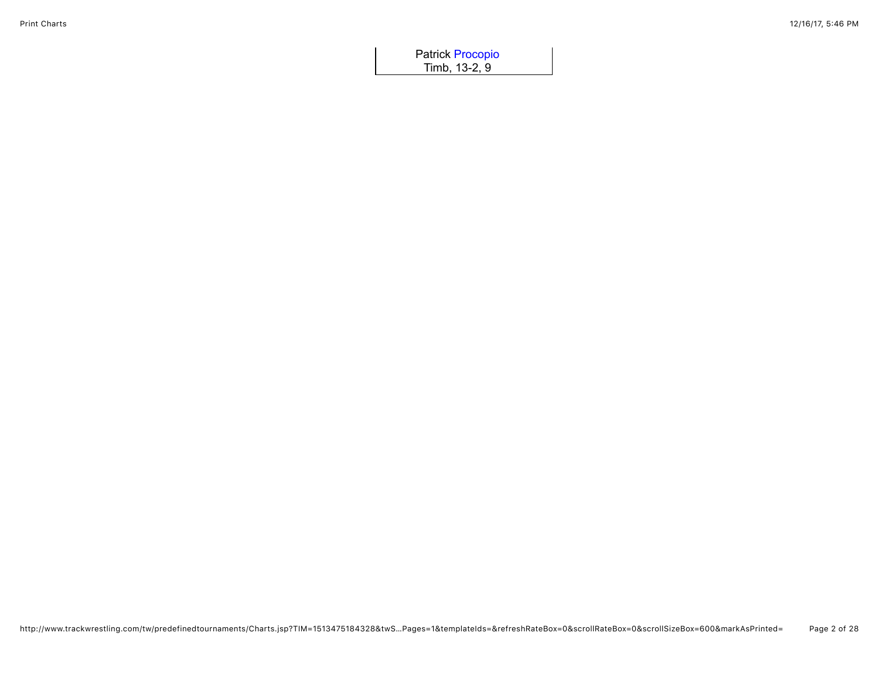Patrick Procopio
Timb, 13-2, 9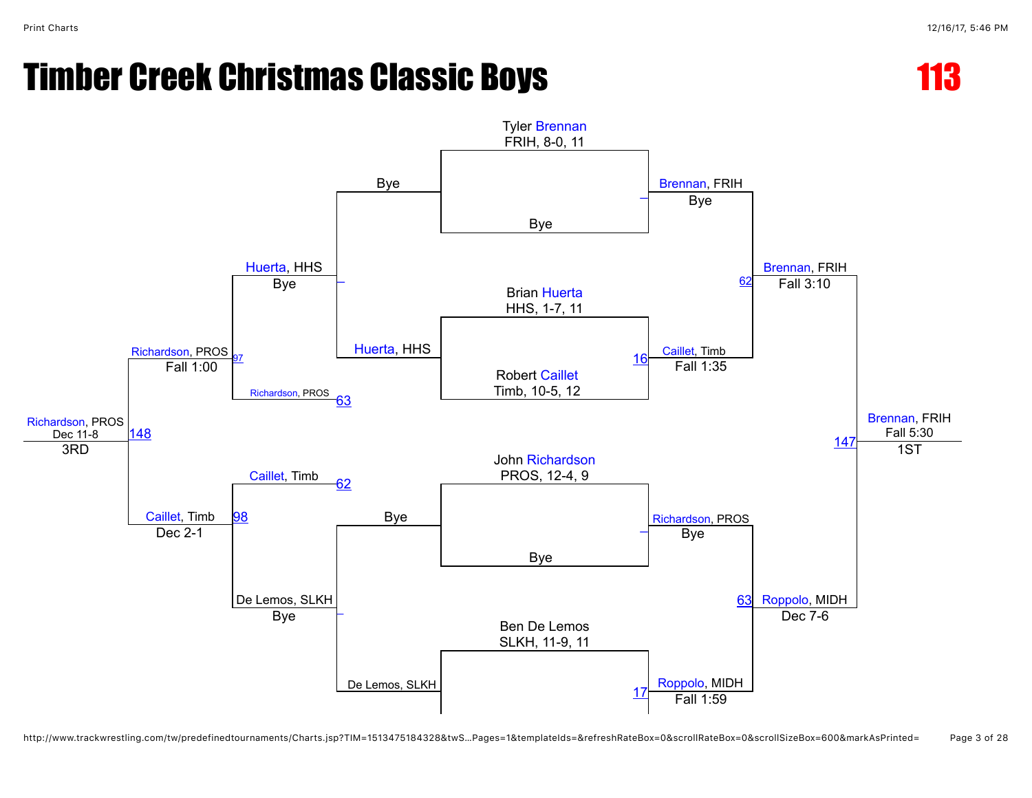# Timber Creek Christmas Classic Boys

## 113

### Championship Bracket

**First Round / Pigtails**

- Tyler Brennan, FRIH, 8-0, 11 vs. Bye → Brennan, FRIH (Bye)
- Brian Huerta, HHS, 1-7, 11 vs. Robert Caillet, Timb, 10-5, 12 → Caillet, Timb (Fall 1:35) [16]
- John Richardson, PROS, 12-4, 9 vs. Bye → Richardson, PROS (Bye)
- Ben De Lemos, SLKH, 11-9, 11 vs. … → Roppolo, MIDH (Fall 1:59) [17]

**Semifinals**

- Brennan, FRIH vs. Caillet, Timb → Brennan, FRIH (Fall 3:10) [62]
- Richardson, PROS vs. Roppolo, MIDH → Roppolo, MIDH (Dec 7-6) [63]

**Final**

- Brennan, FRIH vs. Roppolo, MIDH → Brennan, FRIH (Fall 5:30) [147] — 1ST

### Consolation Bracket

- Bye vs. Huerta, HHS → Huerta, HHS (Bye)
- Bye vs. De Lemos, SLKH → De Lemos, SLKH (Bye)
- Huerta, HHS vs. Richardson, PROS [63] → Richardson, PROS (Fall 1:00) [97]
- Caillet, Timb [62] vs. De Lemos, SLKH → Caillet, Timb (Dec 2-1) [98]
- Richardson, PROS vs. Caillet, Timb → Richardson, PROS (Dec 11-8) [148] — 3RD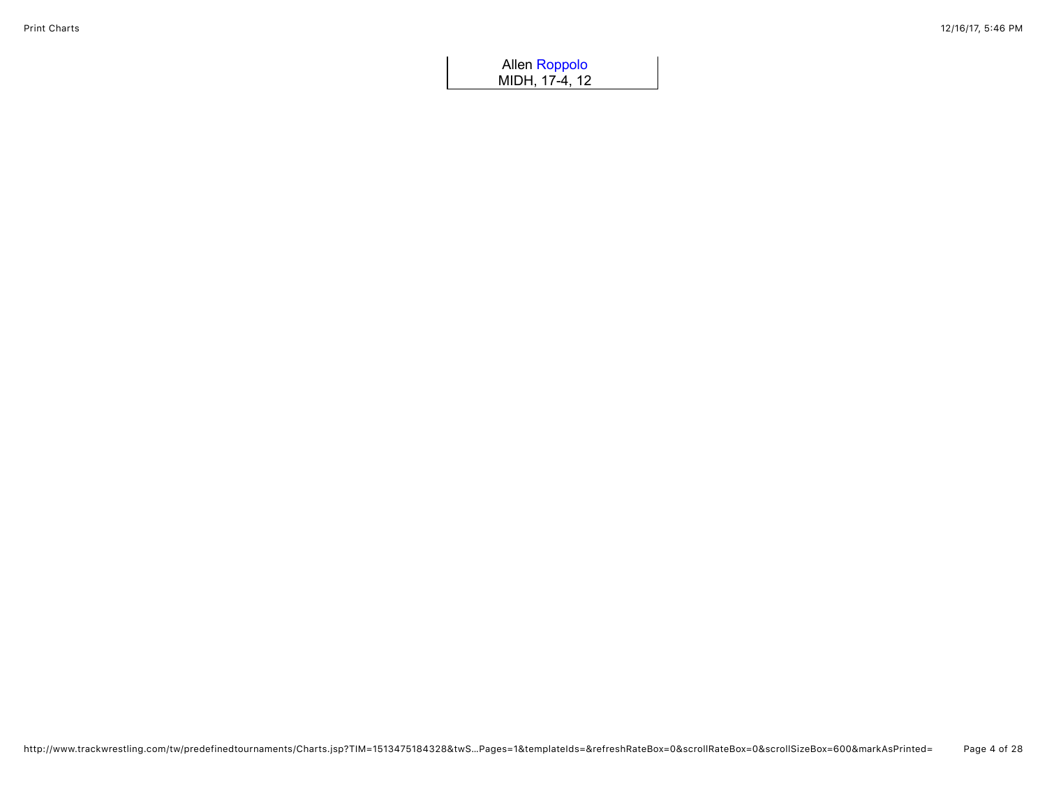Allen Roppolo
MIDH, 17-4, 12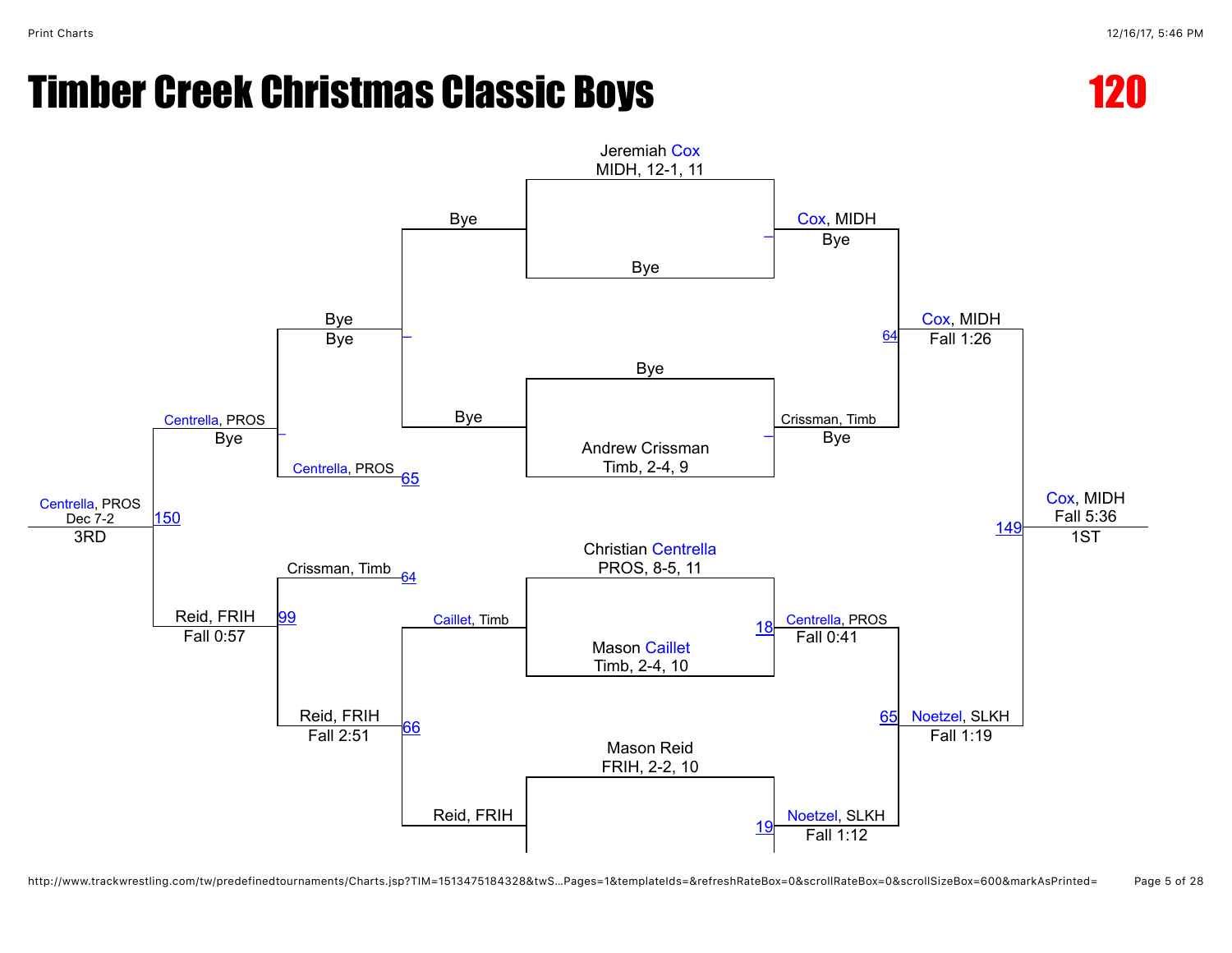# Timber Creek Christmas Classic Boys

## 120

### Championship Bracket

**First Round**

- Jeremiah Cox, MIDH, 12-1, 11 vs. Bye → Cox, MIDH (Bye)
- Bye vs. Andrew Crissman, Timb, 2-4, 9 → Crissman, Timb (Bye)
- Christian Centrella, PROS, 8-5, 11 vs. Mason Caillet, Timb, 2-4, 10 → Centrella, PROS (Fall 0:41) [18]
- Mason Reid, FRIH, 2-2, 10 vs. … → Noetzel, SLKH (Fall 1:12) [19]

**Semifinals**

- Cox, MIDH vs. Crissman, Timb → Cox, MIDH (Fall 1:26) [64]
- Centrella, PROS vs. Noetzel, SLKH → Noetzel, SLKH (Fall 1:19) [65]

**Final**

- Cox, MIDH vs. Noetzel, SLKH → Cox, MIDH (Fall 5:36) [149] — 1ST

### Consolation Bracket

- Bye vs. Bye → Bye
- Bye vs. Centrella, PROS [65] → Centrella, PROS (Bye)
- Caillet, Timb vs. Reid, FRIH → Reid, FRIH (Fall 2:51) [66]
- Crissman, Timb [64] vs. Reid, FRIH → Reid, FRIH (Fall 0:57) [99]
- Centrella, PROS vs. Reid, FRIH → Centrella, PROS (Dec 7-2) [150] — 3RD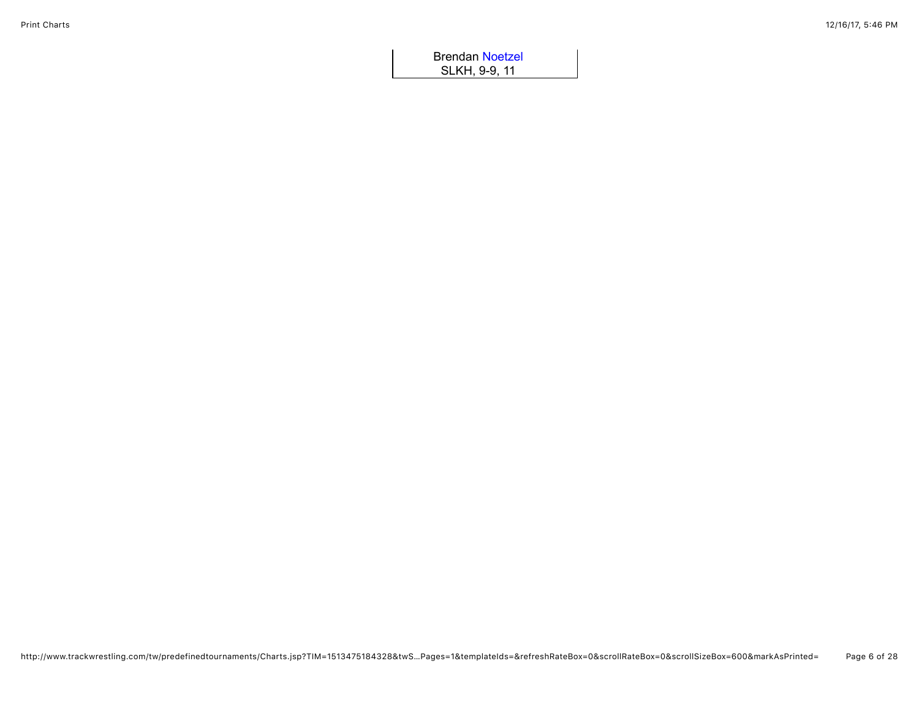Brendan Noetzel
SLKH, 9-9, 11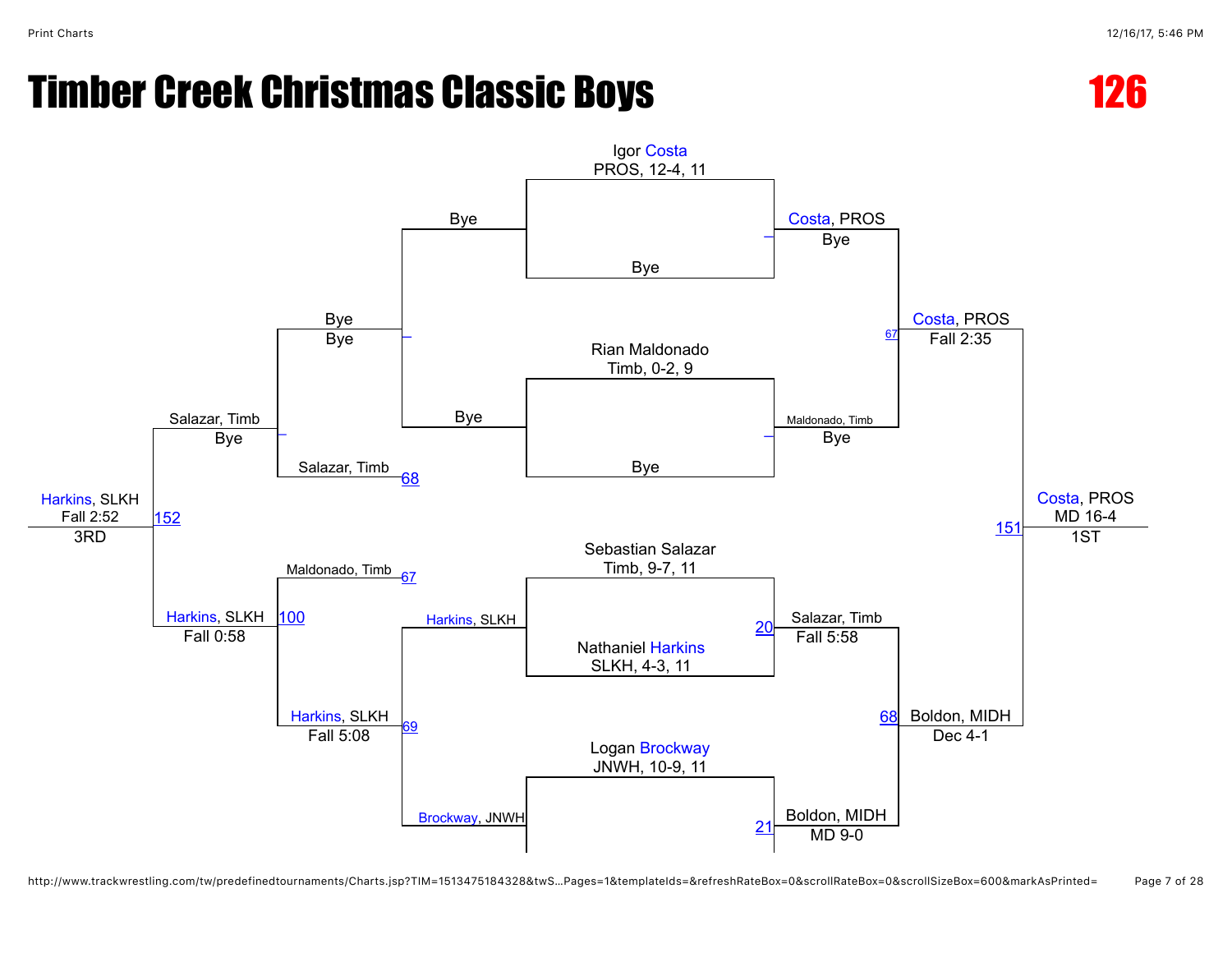# Timber Creek Christmas Classic Boys

## 126

### Championship Bracket

**Round 1 / Quarterfinals**

- Igor Costa, PROS, 12-4, 11 vs Bye → Costa, PROS (Bye)
- Rian Maldonado, Timb, 0-2, 9 vs Bye → Maldonado, Timb (Bye)
- Sebastian Salazar, Timb, 9-7, 11 vs Nathaniel Harkins, SLKH, 4-3, 11 (20) → Salazar, Timb (Fall 5:58)
- Logan Brockway, JNWH, 10-9, 11 (21) → Boldon, MIDH (MD 9-0)

**Semifinals**

- Costa, PROS vs Maldonado, Timb (67) → Costa, PROS (Fall 2:35)
- Salazar, Timb vs Boldon, MIDH (68) → Boldon, MIDH (Dec 4-1)

**Final**

- Costa, PROS vs Boldon, MIDH (151) → Costa, PROS (MD 16-4) — 1ST

### Consolation Bracket

**Round 1**

- Bye vs Bye → Bye
- Harkins, SLKH vs Brockway, JNWH (69) → Harkins, SLKH (Fall 5:08)

**Round 2**

- Bye vs Salazar, Timb (68) → Salazar, Timb (Bye)
- Maldonado, Timb (67) vs Harkins, SLKH (100) → Harkins, SLKH (Fall 0:58)

**3rd Place**

- Salazar, Timb vs Harkins, SLKH (152) → Harkins, SLKH (Fall 2:52) — 3RD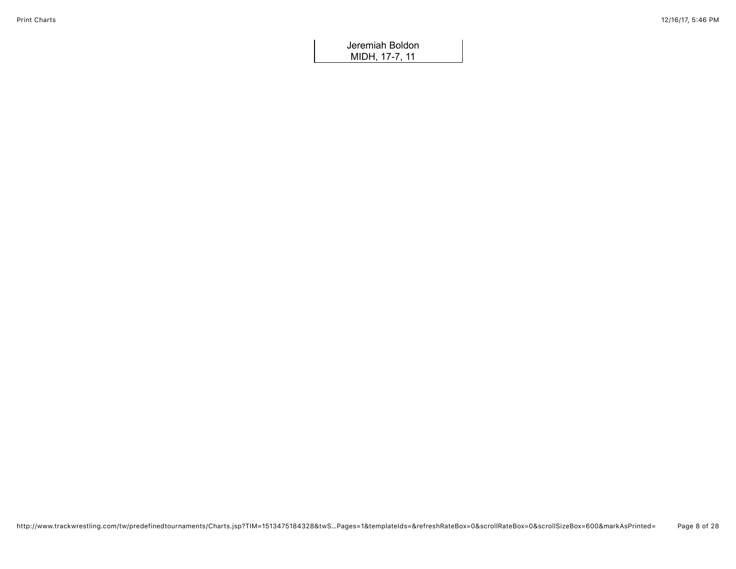Jeremiah Boldon
MIDH, 17-7, 11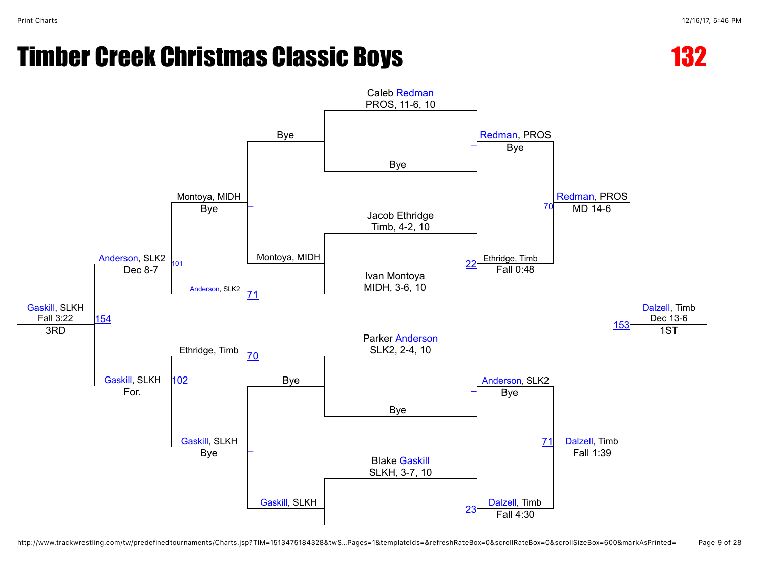# Timber Creek Christmas Classic Boys

**132**

## Championship Bracket

**First Round**

- Caleb Redman, PROS, 11-6, 10 vs. Bye — Winner: Redman, PROS (Bye)
- Jacob Ethridge, Timb, 4-2, 10 vs. Ivan Montoya, MIDH, 3-6, 10 — Bout 22 — Winner: Ethridge, Timb (Fall 0:48)
- Parker Anderson, SLK2, 2-4, 10 vs. Bye — Winner: Anderson, SLK2 (Bye)
- Blake Gaskill, SLKH, 3-7, 10 vs. (not shown) — Bout 23 — Winner: Dalzell, Timb (Fall 4:30)

**Semifinals**

- Bout 70: Redman, PROS vs. Ethridge, Timb — Winner: Redman, PROS (MD 14-6)
- Bout 71: Anderson, SLK2 vs. Dalzell, Timb — Winner: Dalzell, Timb (Fall 1:39)

**Final**

- Bout 153: Redman, PROS vs. Dalzell, Timb — Winner: Dalzell, Timb (Dec 13-6) — 1ST

## Consolation Bracket

**Consolation Round 1**

- Bye vs. Montoya, MIDH — Winner: Montoya, MIDH (Bye)
- Bye vs. Gaskill, SLKH — Winner: Gaskill, SLKH (Bye)

**Consolation Round 2**

- Bout 101: Montoya, MIDH vs. Anderson, SLK2 (loser of Bout 71) — Winner: Anderson, SLK2 (Dec 8-7)
- Bout 102: Ethridge, Timb (loser of Bout 70) vs. Gaskill, SLKH — Winner: Gaskill, SLKH (For.)

**3rd Place**

- Bout 154: Anderson, SLK2 vs. Gaskill, SLKH — Winner: Gaskill, SLKH (Fall 3:22) — 3RD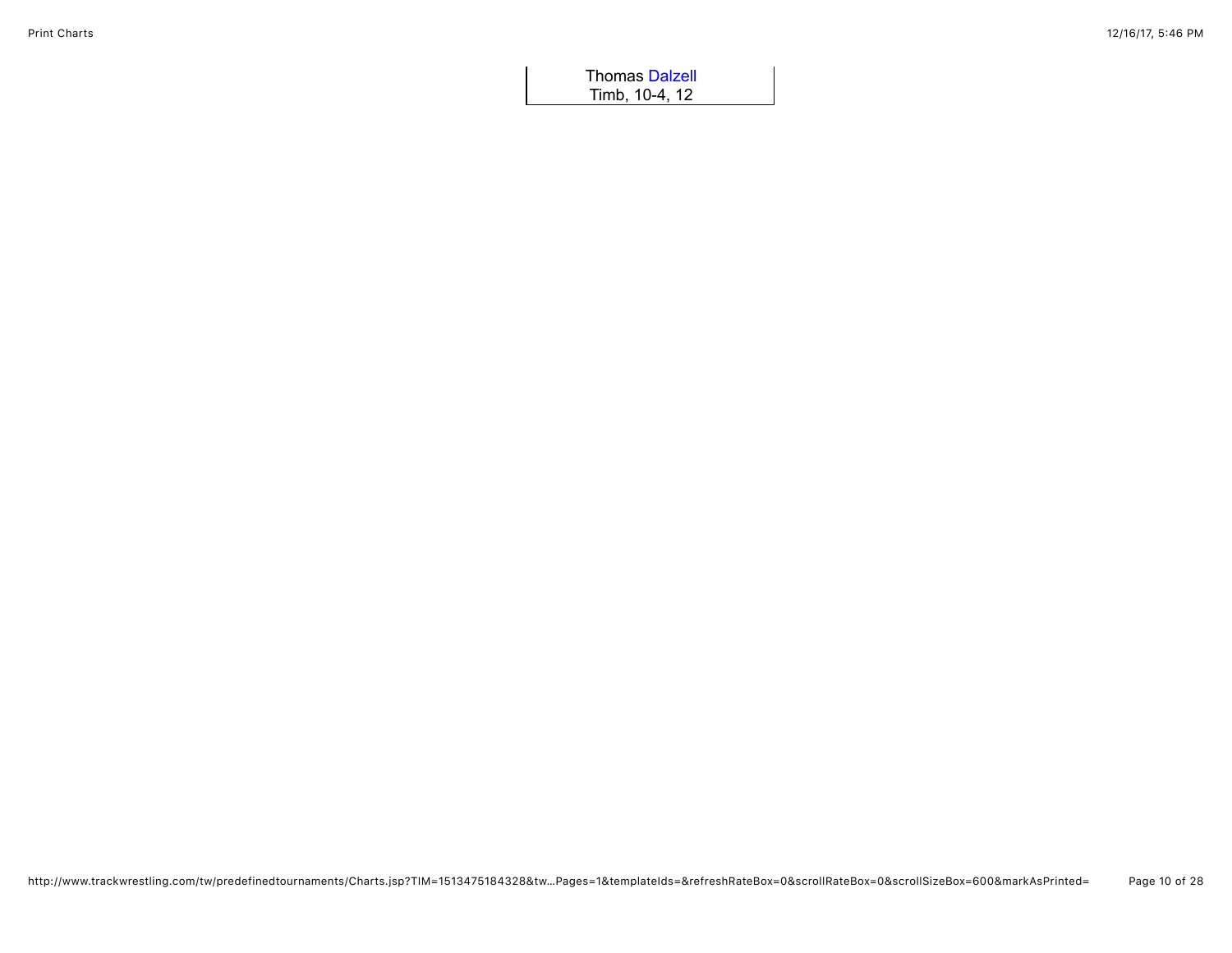Thomas Dalzell
Timb, 10-4, 12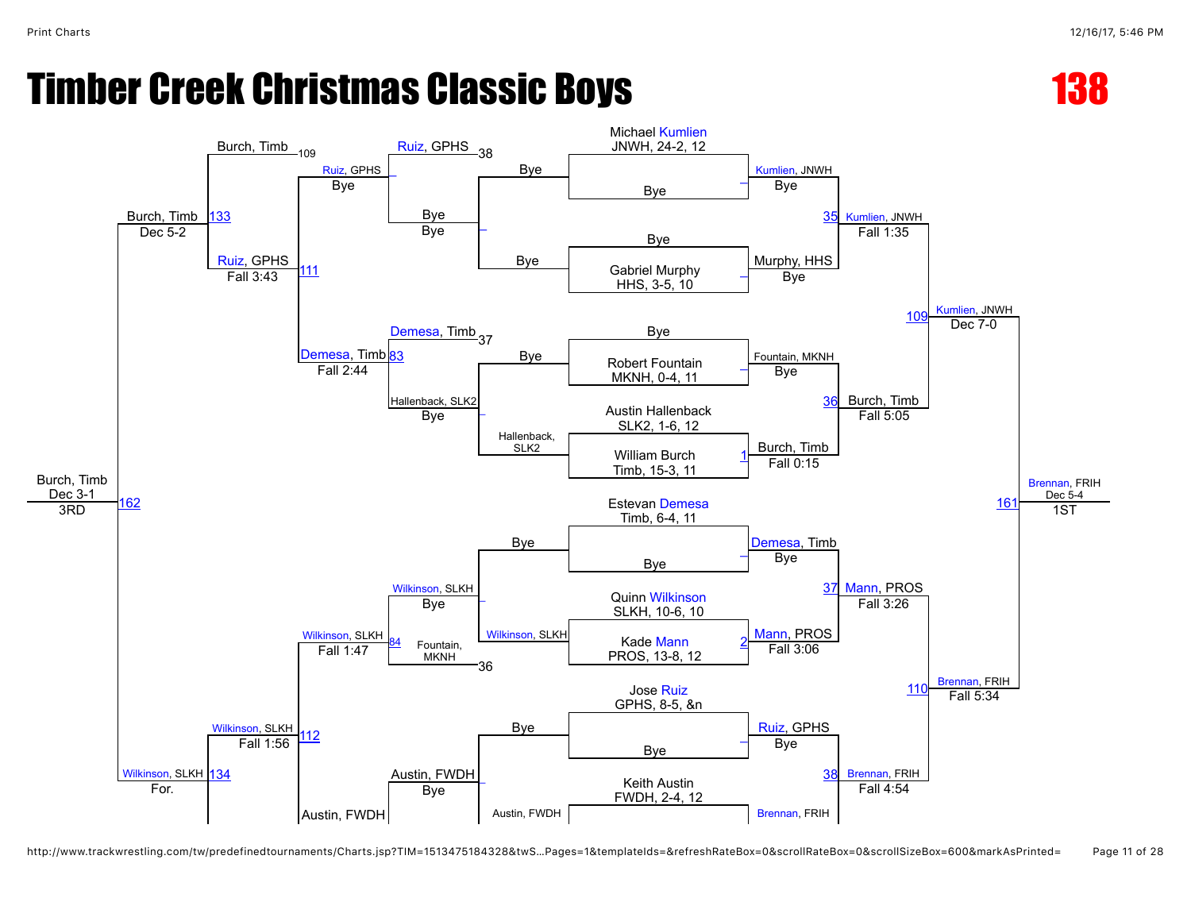# Timber Creek Christmas Classic Boys

## 138

### Championship Bracket

**Round 1**

- Michael Kumlien, JNWH, 24-2, 12 vs. Bye → Kumlien, JNWH (Bye)
- Bye vs. Gabriel Murphy, HHS, 3-5, 10 → Murphy, HHS (Bye)
- Bye vs. Robert Fountain, MKNH, 0-4, 11 → Fountain, MKNH (Bye)
- Austin Hallenback, SLK2, 1-6, 12 vs. William Burch, Timb, 15-3, 11 → Burch, Timb (Fall 0:15) [1]
- Estevan Demesa, Timb, 6-4, 11 vs. Bye → Demesa, Timb (Bye)
- Quinn Wilkinson, SLKH, 10-6, 10 vs. Kade Mann, PROS, 13-8, 12 → Mann, PROS (Fall 3:06) [2]
- Jose Ruiz, GPHS, 8-5, &n vs. Bye → Ruiz, GPHS (Bye)
- Keith Austin, FWDH, 2-4, 12 vs. … → Brennan, FRIH

**Quarterfinals**

- [35] Kumlien, JNWH over Murphy, HHS — Fall 1:35
- [36] Burch, Timb over Fountain, MKNH — Fall 5:05
- [37] Mann, PROS over Demesa, Timb — Fall 3:26
- [38] Brennan, FRIH over Ruiz, GPHS — Fall 4:54

**Semifinals**

- [109] Kumlien, JNWH over Burch, Timb — Dec 7-0
- [110] Brennan, FRIH over Mann, PROS — Fall 5:34

**Final**

- [161] Brennan, FRIH over Kumlien, JNWH — Dec 5-4 — 1ST

### Consolation Bracket

**Round 1**

- Bye vs. Bye → Bye
- Bye vs. Hallenback, SLK2 → Hallenback, SLK2
- Bye vs. Wilkinson, SLKH → Wilkinson, SLKH
- Bye vs. Austin, FWDH → Austin, FWDH

**Round 2**

- Ruiz, GPHS (38) vs. Bye → Ruiz, GPHS (Bye)
- [83] Demesa, Timb (37) vs. Hallenback, SLK2 → Demesa, Timb (Bye)
- [84] Wilkinson, SLKH vs. Fountain, MKNH (36) → Wilkinson, SLKH — Fall 1:47
- Austin, FWDH vs. … → Austin, FWDH (Bye)

**Round 3**

- [111] Ruiz, GPHS over Demesa, Timb — Fall 2:44
- [112] Wilkinson, SLKH over Austin, FWDH — Fall 1:56

**Consolation Semifinals**

- [133] Burch, Timb (109) over Ruiz, GPHS — Fall 3:43 … Burch, Timb — Dec 5-2
- [134] Wilkinson, SLKH over … — For.

**3rd Place**

- [162] Burch, Timb over Wilkinson, SLKH — Dec 3-1 — 3RD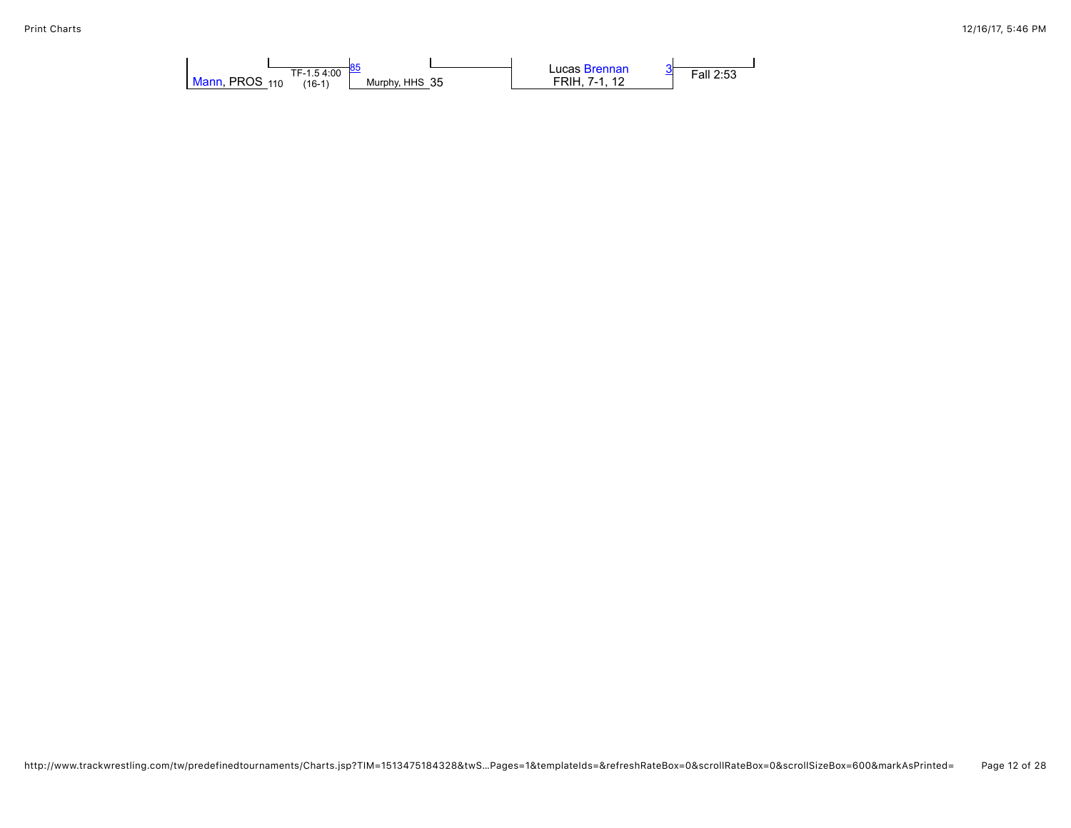Mann, PROS 110 TF-1.5 4:00 (16-1) 85 Murphy, HHS 35

Lucas Brennan FRIH, 7-1, 12 3 Fall 2:53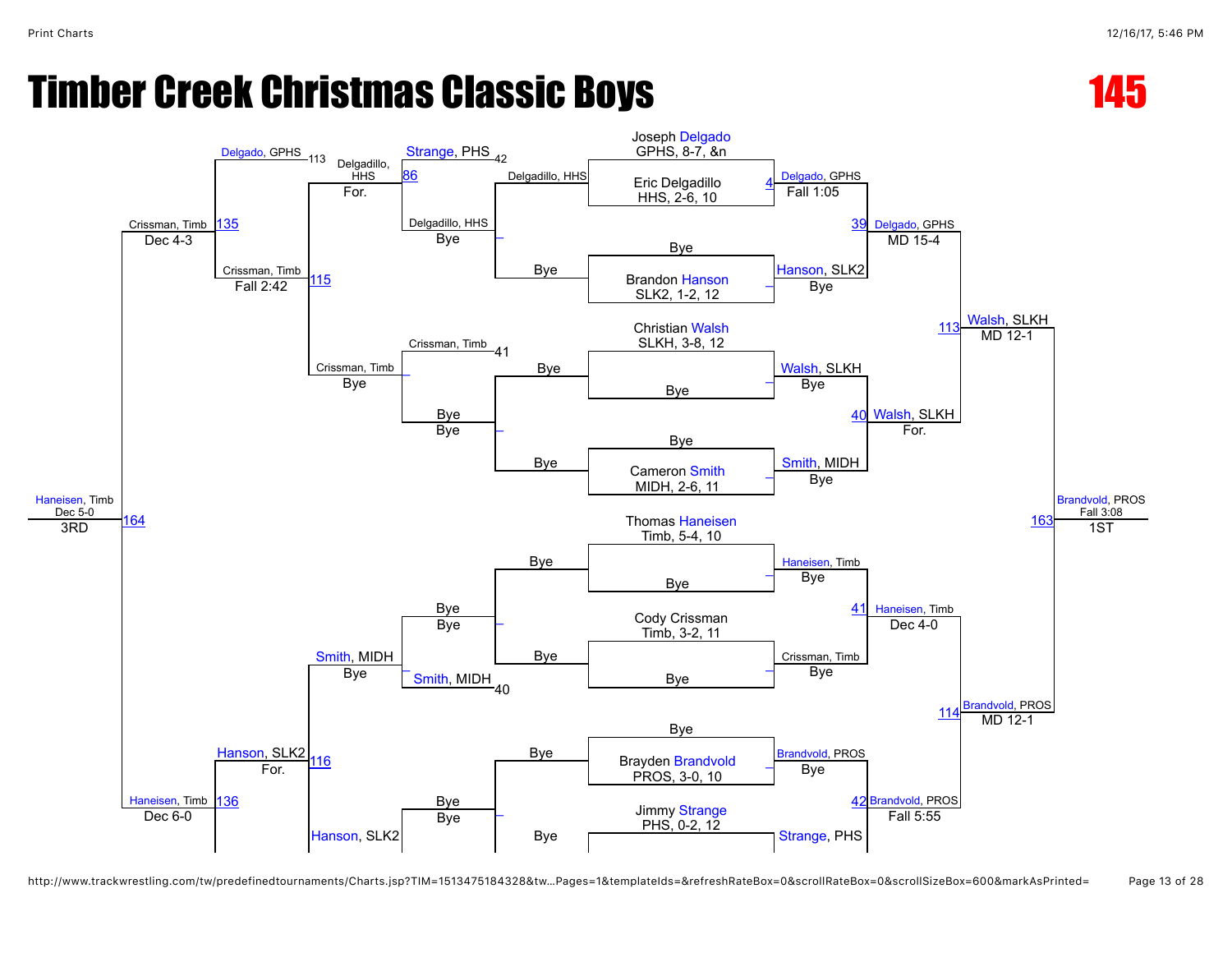# Timber Creek Christmas Classic Boys

## 145

**Championship Bracket**

**First Round**

- Joseph Delgado, GPHS, 8-7, &n vs. Eric Delgadillo, HHS, 2-6, 10 — Delgado, GPHS, Fall 1:05 (Bout 4)
- Bye vs. Brandon Hanson, SLK2, 1-2, 12 — Hanson, SLK2, Bye
- Christian Walsh, SLKH, 3-8, 12 vs. Bye — Walsh, SLKH, Bye
- Bye vs. Cameron Smith, MIDH, 2-6, 11 — Smith, MIDH, Bye
- Thomas Haneisen, Timb, 5-4, 10 vs. Bye — Haneisen, Timb, Bye
- Cody Crissman, Timb, 3-2, 11 vs. Bye — Crissman, Timb, Bye
- Bye vs. Brayden Brandvold, PROS, 3-0, 10 — Brandvold, PROS, Bye
- Jimmy Strange, PHS, 0-2, 12 vs. ... — Strange, PHS

**Quarterfinals**

- Bout 39: Delgado, GPHS, MD 15-4
- Bout 40: Walsh, SLKH, For.
- Bout 41: Haneisen, Timb, Dec 4-0
- Bout 42: Brandvold, PROS, Fall 5:55

**Semifinals**

- Bout 113: Walsh, SLKH, MD 12-1
- Bout 114: Brandvold, PROS, MD 12-1

**Final**

- Bout 163: Brandvold, PROS, Fall 3:08 — 1ST

**Consolation Bracket**

- Delgadillo, HHS, Bye (vs. Bye)
- Bye, Bye
- Bye, Bye
- Bye, Bye
- Delgadillo, HHS vs. Bye
- Crissman, Timb vs. Bye
- Bye vs. Bye
- Bye vs. Bye
- Bout 86: Delgadillo, HHS, For. (vs. Strange, PHS — loser to 42)
- Crissman, Timb, Bye (vs. Crissman, Timb — loser to 41)
- Smith, MIDH, Bye (vs. Smith, MIDH — loser to 40)
- Hanson, SLK2 (Bout 116 side)
- Bout 115: Crissman, Timb, Fall 2:42 (vs. Delgadillo, HHS)
- Bout 116: Hanson, SLK2, For.
- Bout 135: Crissman, Timb, Dec 4-3 (vs. Delgado, GPHS — loser of 113)
- Bout 136: Haneisen, Timb, Dec 6-0
- Bout 164: Haneisen, Timb, Dec 5-0 — 3RD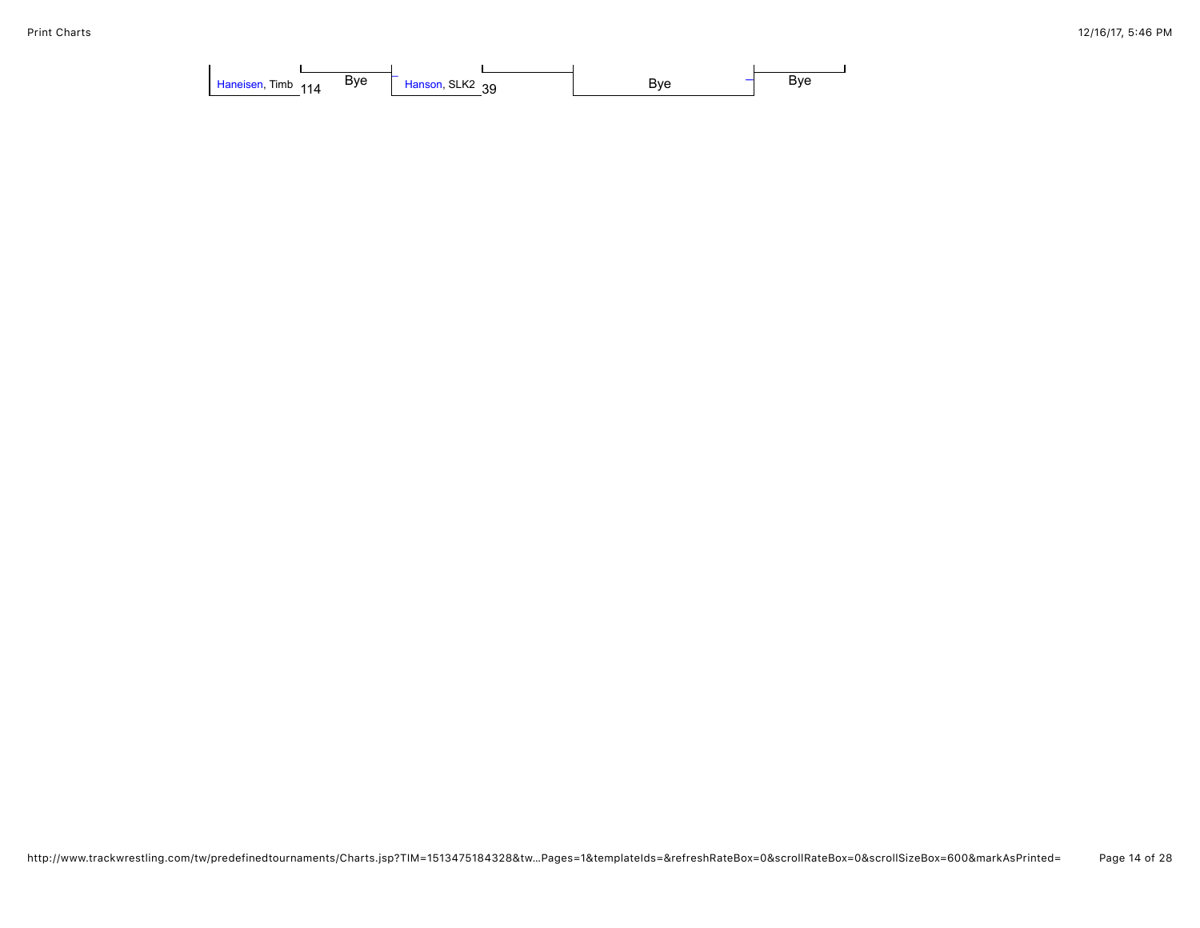Haneisen, Timb 114 Bye

Hanson, SLK2 39

Bye

Bye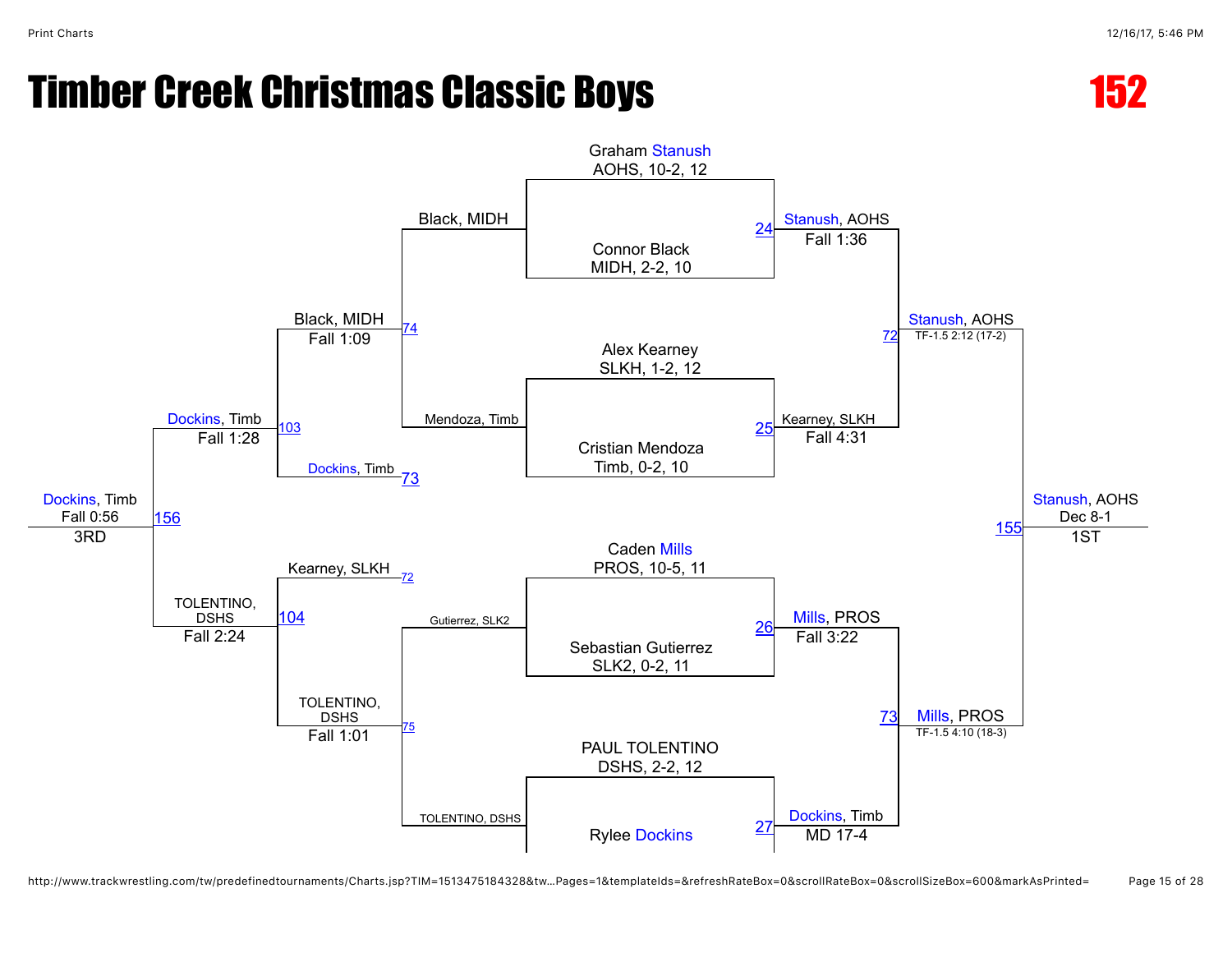# Timber Creek Christmas Classic Boys

**152**

## Championship Bracket

### First Round

| Bout | Wrestler 1 | Wrestler 2 | Winner | Result |
|---|---|---|---|---|
| 24 | Graham Stanush, AOHS, 10-2, 12 | Connor Black, MIDH, 2-2, 10 | Stanush, AOHS | Fall 1:36 |
| 25 | Alex Kearney, SLKH, 1-2, 12 | Cristian Mendoza, Timb, 0-2, 10 | Kearney, SLKH | Fall 4:31 |
| 26 | Caden Mills, PROS, 10-5, 11 | Sebastian Gutierrez, SLK2, 0-2, 11 | Mills, PROS | Fall 3:22 |
| 27 | PAUL TOLENTINO, DSHS, 2-2, 12 | Rylee Dockins | Dockins, Timb | MD 17-4 |

### Semifinals

| Bout | Winner | Result |
|---|---|---|
| 72 | Stanush, AOHS | TF-1.5 2:12 (17-2) |
| 73 | Mills, PROS | TF-1.5 4:10 (18-3) |

### Final

| Bout | Winner | Result | Place |
|---|---|---|---|
| 155 | Stanush, AOHS | Dec 8-1 | 1ST |

## Consolation Bracket

### Consolation First Round

| Bout | Wrestler 1 | Wrestler 2 | Winner | Result |
|---|---|---|---|---|
| 74 | Black, MIDH | Mendoza, Timb | Black, MIDH | Fall 1:09 |
| 75 | Gutierrez, SLK2 | TOLENTINO, DSHS | TOLENTINO, DSHS | Fall 1:01 |

### Consolation Semifinals

| Bout | Wrestler 1 | Wrestler 2 | Winner | Result |
|---|---|---|---|---|
| 103 | Black, MIDH | Dockins, Timb (73) | Dockins, Timb | Fall 1:28 |
| 104 | Kearney, SLKH (72) | TOLENTINO, DSHS | TOLENTINO, DSHS | Fall 2:24 |

### 3rd Place

| Bout | Winner | Result | Place |
|---|---|---|---|
| 156 | Dockins, Timb | Fall 0:56 | 3RD |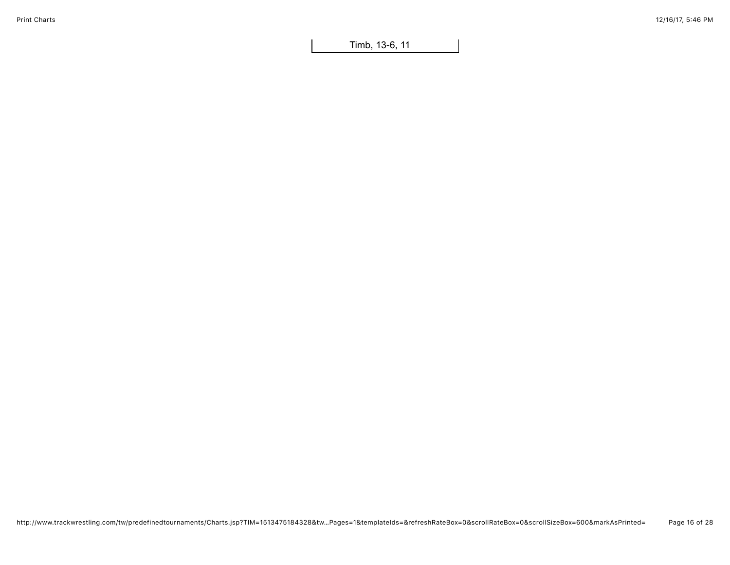Timb, 13-6, 11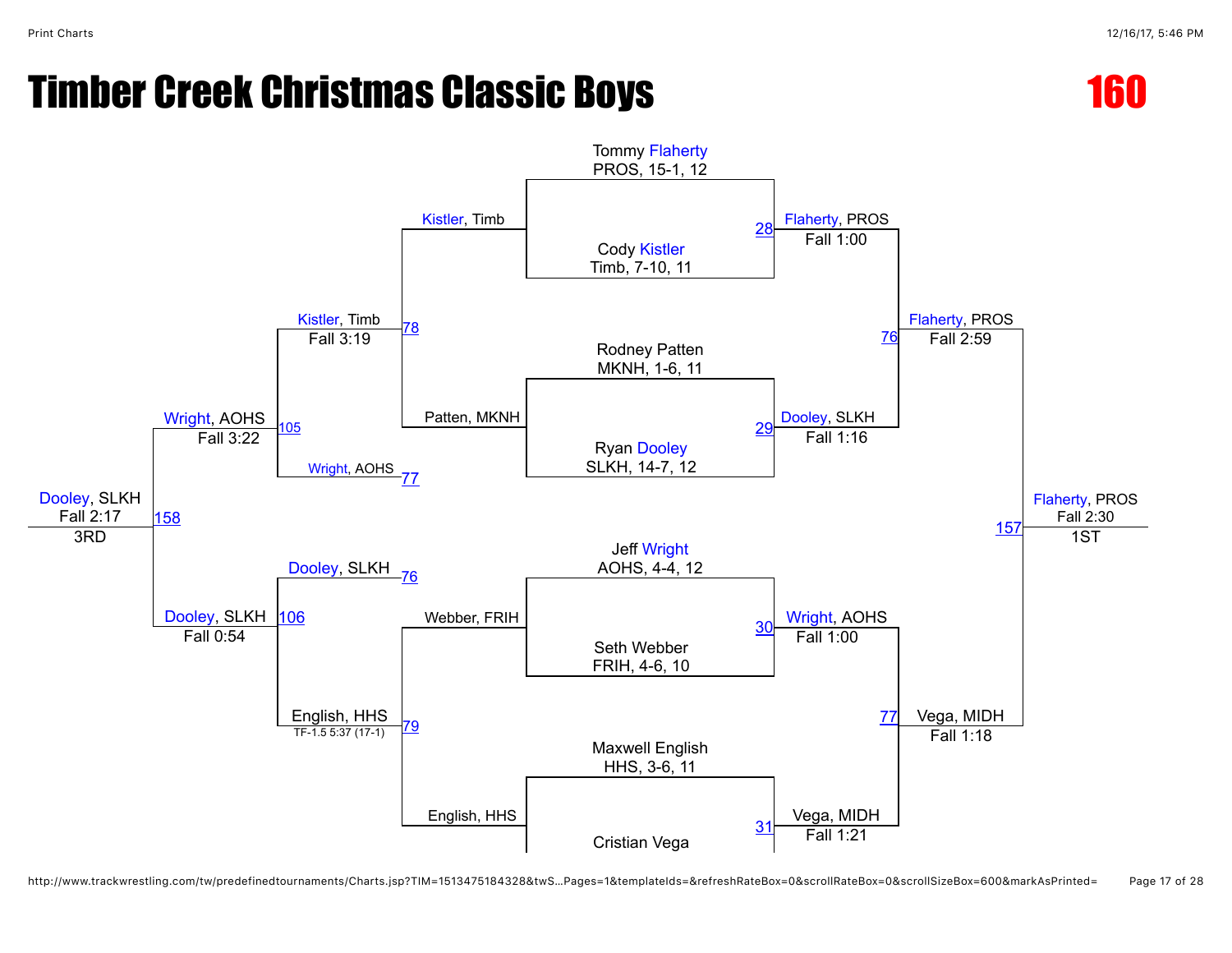# Timber Creek Christmas Classic Boys

## 160

### Championship Bracket

**Match 28**
- Tommy Flaherty, PROS, 15-1, 12
- Cody Kistler, Timb, 7-10, 11
- Winner: Flaherty, PROS — Fall 1:00

**Match 29**
- Rodney Patten, MKNH, 1-6, 11
- Ryan Dooley, SLKH, 14-7, 12
- Winner: Dooley, SLKH — Fall 1:16

**Match 30**
- Jeff Wright, AOHS, 4-4, 12
- Seth Webber, FRIH, 4-6, 10
- Winner: Wright, AOHS — Fall 1:00

**Match 31**
- Maxwell English, HHS, 3-6, 11
- Cristian Vega
- Winner: Vega, MIDH — Fall 1:21

**Match 76**
- Flaherty, PROS vs. Dooley, SLKH
- Winner: Flaherty, PROS — Fall 2:59

**Match 77**
- Wright, AOHS vs. Vega, MIDH
- Winner: Vega, MIDH — Fall 1:18

**Match 157 (1ST)**
- Flaherty, PROS vs. Vega, MIDH
- Winner: Flaherty, PROS — Fall 2:30

### Consolation Bracket

**Match 78**
- Kistler, Timb vs. Patten, MKNH
- Winner: Kistler, Timb — Fall 3:19

**Match 79**
- Webber, FRIH vs. English, HHS
- Winner: English, HHS — TF-1.5 5:37 (17-1)

**Match 105**
- Kistler, Timb vs. Wright, AOHS (77)
- Winner: Wright, AOHS — Fall 3:22

**Match 106**
- Dooley, SLKH (76) vs. English, HHS
- Winner: Dooley, SLKH — Fall 0:54

**Match 158 (3RD)**
- Wright, AOHS vs. Dooley, SLKH
- Winner: Dooley, SLKH — Fall 2:17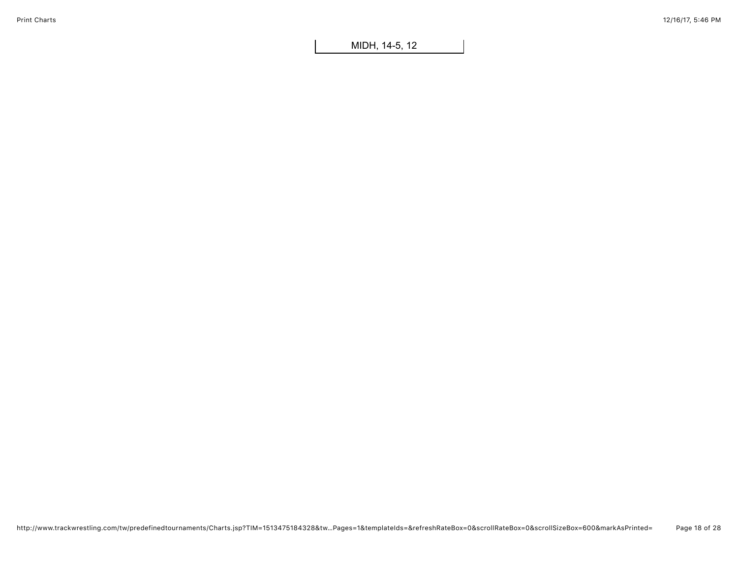MIDH, 14-5, 12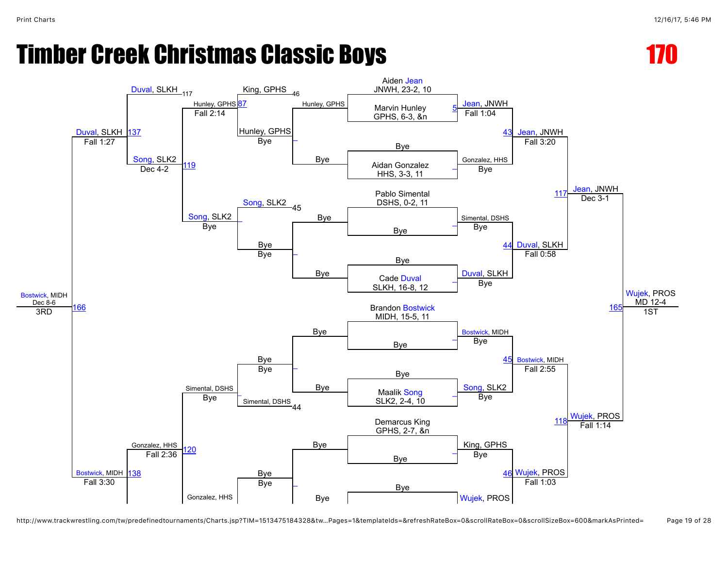# Timber Creek Christmas Classic Boys

# 170

**Championship bracket**

- Aiden Jean, JNWH, 23-2, 10 — Bye
- Marvin Hunley, GPHS, 6-3, &n vs (5) → Jean, JNWH, Fall 1:04
- Bye
- Aidan Gonzalez, HHS, 3-3, 11 → Gonzalez, HHS, Bye
- (43) Jean, JNWH, Fall 3:20
- Pablo Simental, DSHS, 0-2, 11 → Simental, DSHS, Bye
- Bye
- Cade Duval, SLKH, 16-8, 12 → Duval, SLKH, Bye
- (44) Duval, SLKH, Fall 0:58
- (117) Jean, JNWH, Dec 3-1
- Brandon Bostwick, MIDH, 15-5, 11 → Bostwick, MIDH, Bye
- Bye
- Maalik Song, SLK2, 2-4, 10 → Song, SLK2, Bye
- (45) Bostwick, MIDH, Fall 2:55
- Demarcus King, GPHS, 2-7, &n → King, GPHS, Bye
- Bye
- Wujek, PROS
- (46) Wujek, PROS, Fall 1:03
- (118) Wujek, PROS, Fall 1:14
- (165) Wujek, PROS, MD 12-4 — 1ST

**Consolation bracket**

- Hunley, GPHS — Bye; Bye
- King, GPHS 46 / Hunley, GPHS (87) → Hunley, GPHS, Fall 2:14
- Song, SLK2 45 / Bye → Song, SLK2, Bye
- (119) Song, SLK2, Dec 4-2
- Duval, SLKH 117 → (137) Duval, SLKH, Fall 1:27
- Bye / Simental, DSHS 44 → Simental, DSHS, Bye
- Bye / Gonzalez, HHS → Gonzalez, HHS, Fall 2:36 (120)
- Bostwick, MIDH (138) → Bostwick, MIDH, Fall 3:30
- (166) Bostwick, MIDH, Dec 8-6 — 3RD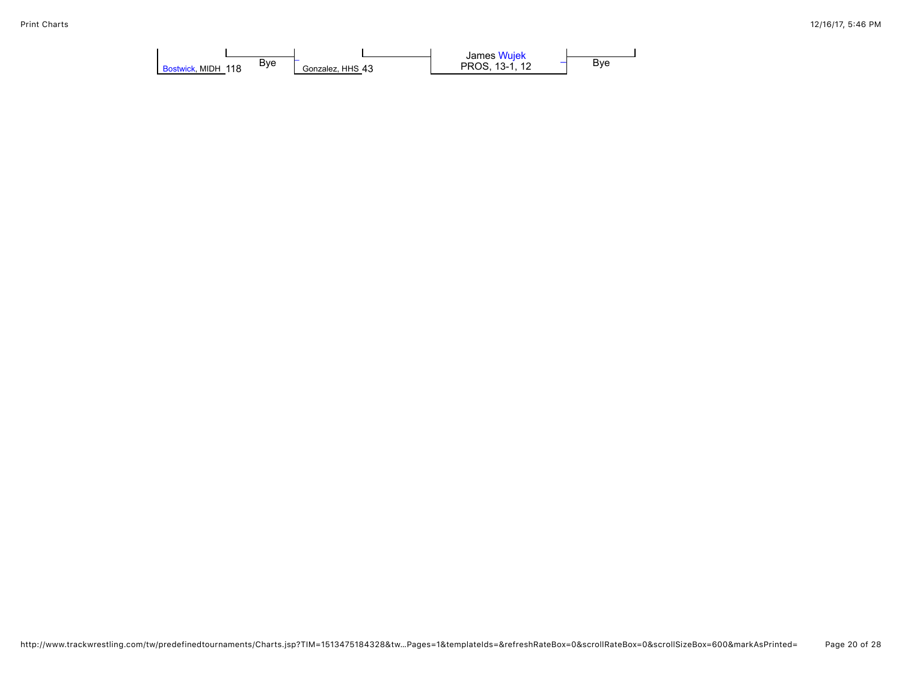Bostwick, MIDH 118

Bye

Gonzalez, HHS 43

James Wujek
PROS, 13-1, 12

Bye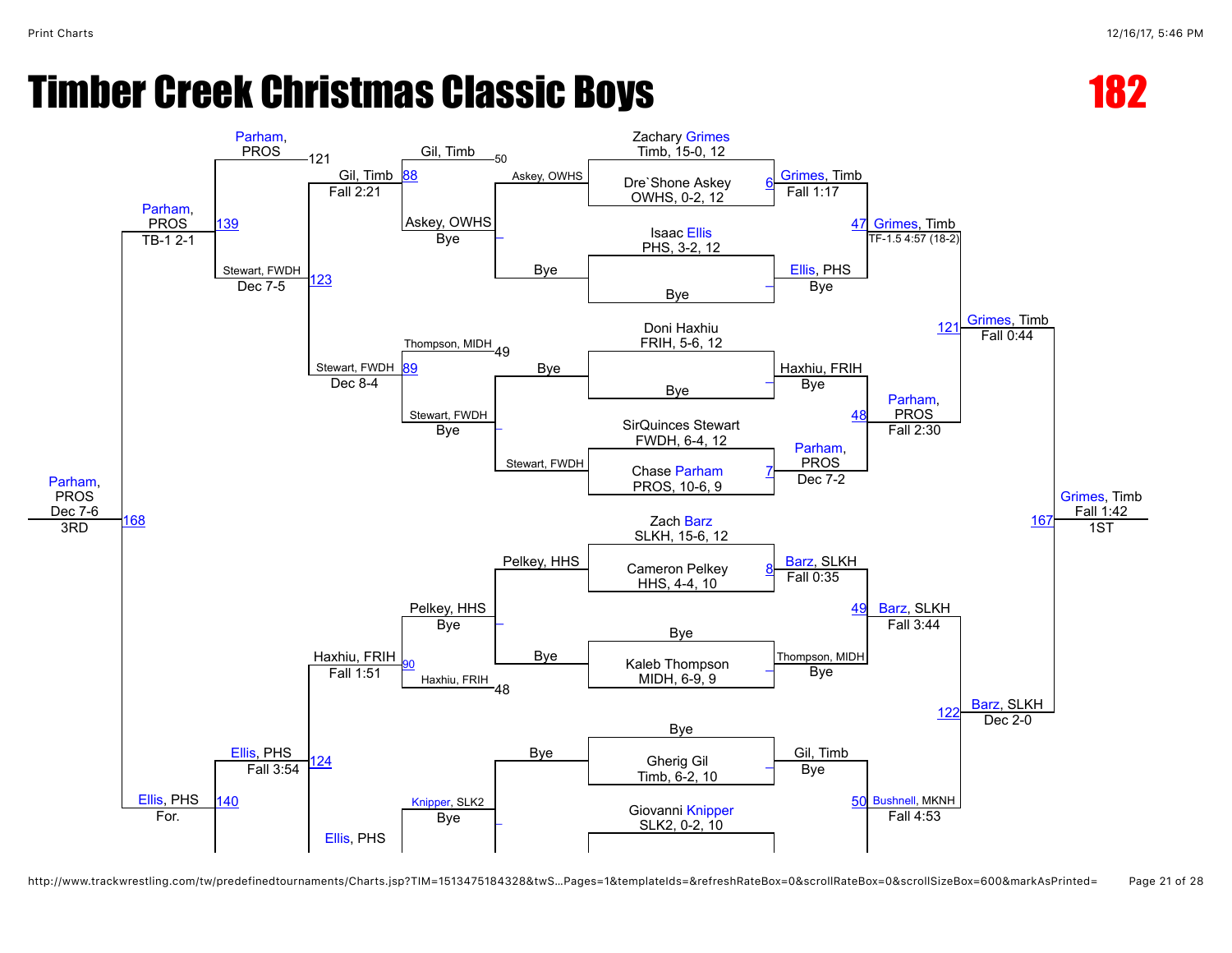# Timber Creek Christmas Classic Boys

**182**

## Championship Bracket

| Match | Wrestler | Result / Advances |
|---|---|---|
| 6 | Zachary Grimes, Timb, 15-0, 12 vs. Dre`Shone Askey, OWHS, 0-2, 12 | Grimes, Timb — Fall 1:17 |
| – | Isaac Ellis, PHS, 3-2, 12 vs. Bye | Ellis, PHS — Bye |
| – | Doni Haxhiu, FRIH, 5-6, 12 vs. Bye | Haxhiu, FRIH — Bye |
| 7 | SirQuinces Stewart, FWDH, 6-4, 12 vs. Chase Parham, PROS, 10-6, 9 | Parham, PROS — Dec 7-2 |
| 8 | Zach Barz, SLKH, 15-6, 12 vs. Cameron Pelkey, HHS, 4-4, 10 | Barz, SLKH — Fall 0:35 |
| – | Bye vs. Kaleb Thompson, MIDH, 6-9, 9 | Thompson, MIDH — Bye |
| – | Bye vs. Gherig Gil, Timb, 6-2, 10 | Gil, Timb — Bye |
| – | Giovanni Knipper, SLK2, 0-2, 10 vs. … | |
| 47 | Grimes, Timb vs. Ellis, PHS | Grimes, Timb — TF-1.5 4:57 (18-2) |
| 48 | Haxhiu, FRIH vs. Parham, PROS | Parham, PROS — Fall 2:30 |
| 49 | Barz, SLKH vs. Thompson, MIDH | Barz, SLKH — Fall 3:44 |
| 50 | Gil, Timb vs. … | Bushnell, MKNH — Fall 4:53 |
| 121 | Grimes, Timb vs. Parham, PROS | Grimes, Timb — Fall 0:44 |
| 122 | Barz, SLKH vs. Bushnell, MKNH | Barz, SLKH — Dec 2-0 |
| 167 | Grimes, Timb vs. Barz, SLKH | Grimes, Timb — Fall 1:42 — 1ST |

## Consolation Bracket

| Match | Wrestler | Result / Advances |
|---|---|---|
| – | Askey, OWHS vs. Bye | Askey, OWHS — Bye |
| – | Bye vs. Stewart, FWDH | Stewart, FWDH — Bye |
| – | Pelkey, HHS vs. Bye | Pelkey, HHS — Bye |
| – | Knipper, SLK2 vs. Bye | Knipper, SLK2 — Bye |
| 88 | Gil, Timb (50) vs. Askey, OWHS | Gil, Timb — Fall 2:21 |
| 89 | Thompson, MIDH (49) vs. Stewart, FWDH | Stewart, FWDH — Dec 8-4 |
| 90 | Pelkey, HHS vs. Haxhiu, FRIH (48) | Haxhiu, FRIH — Fall 1:51 |
| 123 | Gil, Timb vs. Stewart, FWDH | Stewart, FWDH — Dec 7-5 |
| 124 | Haxhiu, FRIH vs. Ellis, PHS | Ellis, PHS — Fall 3:54 |
| 139 | Parham, PROS (121) vs. Stewart, FWDH | Parham, PROS — TB-1 2-1 |
| 140 | Ellis, PHS vs. … | Ellis, PHS — For. |
| 168 | Parham, PROS vs. Ellis, PHS | Parham, PROS — Dec 7-6 — 3RD |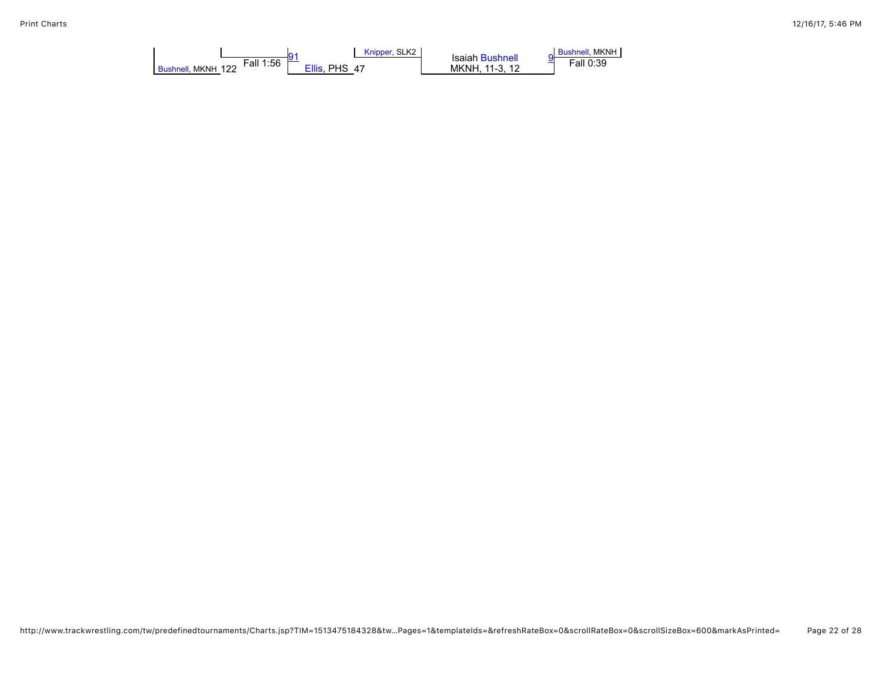Bushnell, MKNH 122 Fall 1:56 91 Ellis, PHS 47

Knipper, SLK2

Isaiah Bushnell
MKNH, 11-3, 12

9 Bushnell, MKNH
Fall 0:39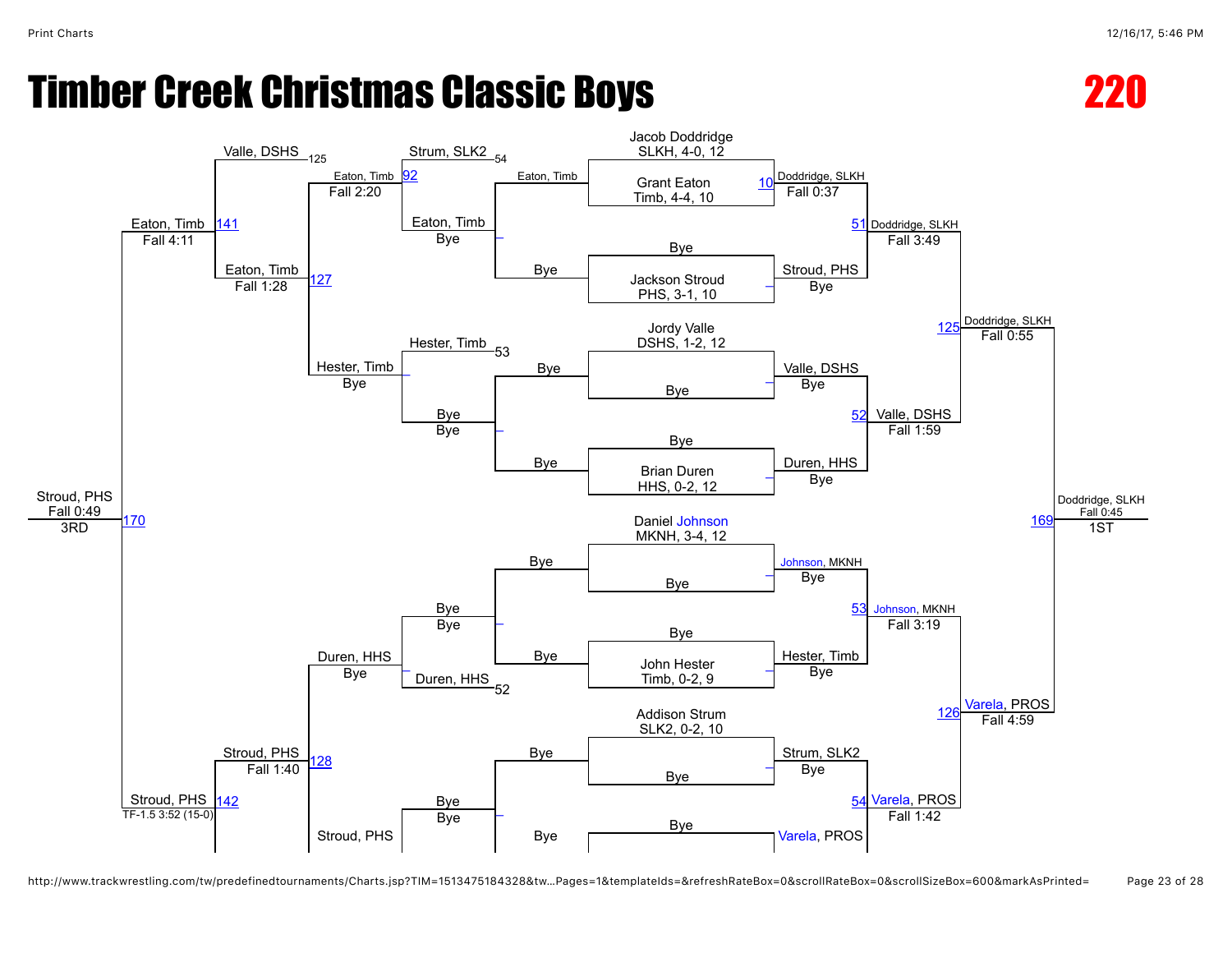# Timber Creek Christmas Classic Boys

## 220

### Championship Bracket

**Seeded wrestlers (first round):**

- Jacob Doddridge, SLKH, 4-0, 12 vs Grant Eaton, Timb, 4-4, 10 — Match 10: Doddridge, SLKH, Fall 0:37
- Bye vs Jackson Stroud, PHS, 3-1, 10 — Stroud, PHS, Bye
- Jordy Valle, DSHS, 1-2, 12 vs Bye — Valle, DSHS, Bye
- Bye vs Brian Duren, HHS, 0-2, 12 — Duren, HHS, Bye
- Daniel Johnson, MKNH, 3-4, 12 vs Bye — Johnson, MKNH, Bye
- Bye vs John Hester, Timb, 0-2, 9 — Hester, Timb, Bye
- Addison Strum, SLK2, 0-2, 10 vs Bye — Strum, SLK2, Bye
- Bye vs (Varela, PROS) — Varela, PROS

**Quarterfinals:**

- Match 51: Doddridge, SLKH, Fall 3:49
- Match 52: Valle, DSHS, Fall 1:59
- Match 53: Johnson, MKNH, Fall 3:19
- Match 54: Varela, PROS, Fall 1:42

**Semifinals:**

- Match 125: Doddridge, SLKH, Fall 0:55
- Match 126: Varela, PROS, Fall 4:59

**Final:**

- Match 169: Doddridge, SLKH, Fall 0:45 — 1ST

### Consolation Bracket

**First consolation round:**

- Eaton, Timb vs Bye — Eaton, Timb
- Bye vs Bye
- Bye vs Bye
- Bye vs Bye

**Second consolation round:**

- Strum, SLK2 (54) vs Eaton, Timb — Match 92: Eaton, Timb, Fall 2:20
- Hester, Timb (53) vs Bye — Hester, Timb, Bye
- Bye vs Duren, HHS (52) — Duren, HHS, Bye
- Bye vs (Stroud, PHS) — Stroud, PHS

**Third consolation round:**

- Eaton, Timb vs Hester, Timb — Match 127: Eaton, Timb, Fall 1:28
- Duren, HHS vs Stroud, PHS — Match 128: Stroud, PHS, Fall 1:40

**Consolation semifinals:**

- Valle, DSHS (125) vs Eaton, Timb — Match 141: Eaton, Timb, Fall 4:11
- Stroud, PHS — Match 142: Stroud, PHS, TF-1.5 3:52 (15-0)

**3rd Place:**

- Match 170: Stroud, PHS, Fall 0:49 — 3RD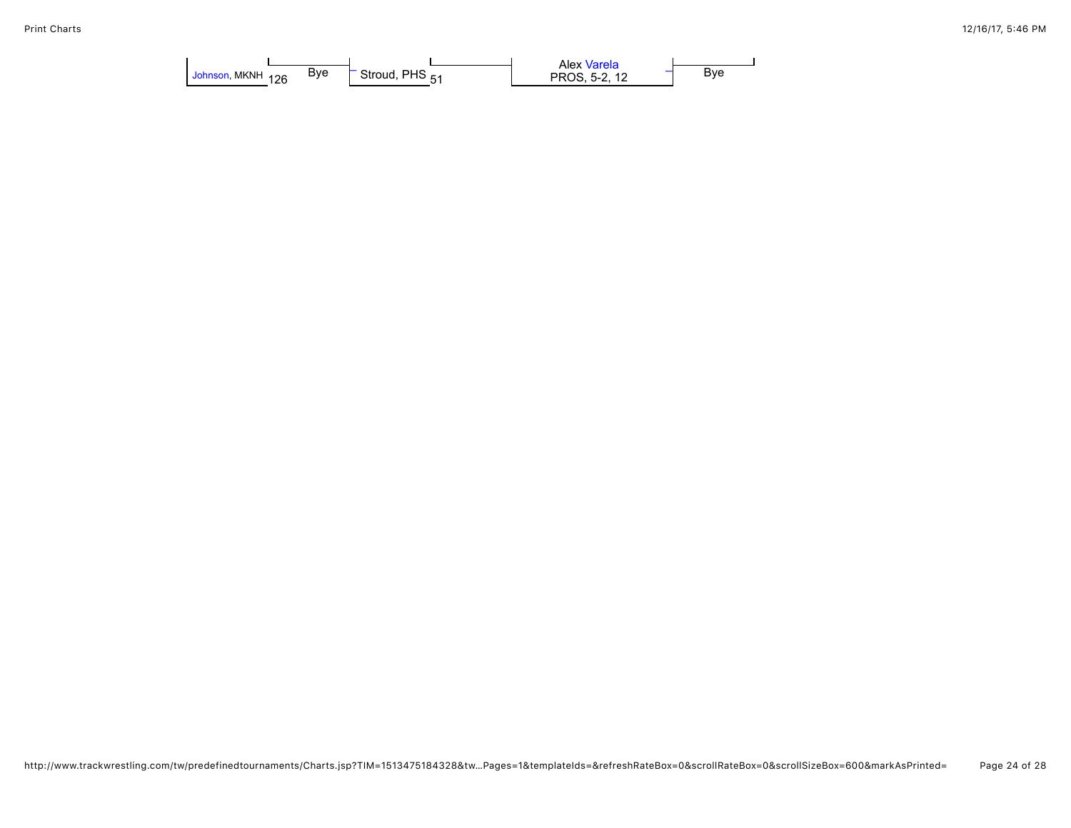Johnson, MKNH 126 Bye Stroud, PHS 51 Alex Varela PROS, 5-2, 12 Bye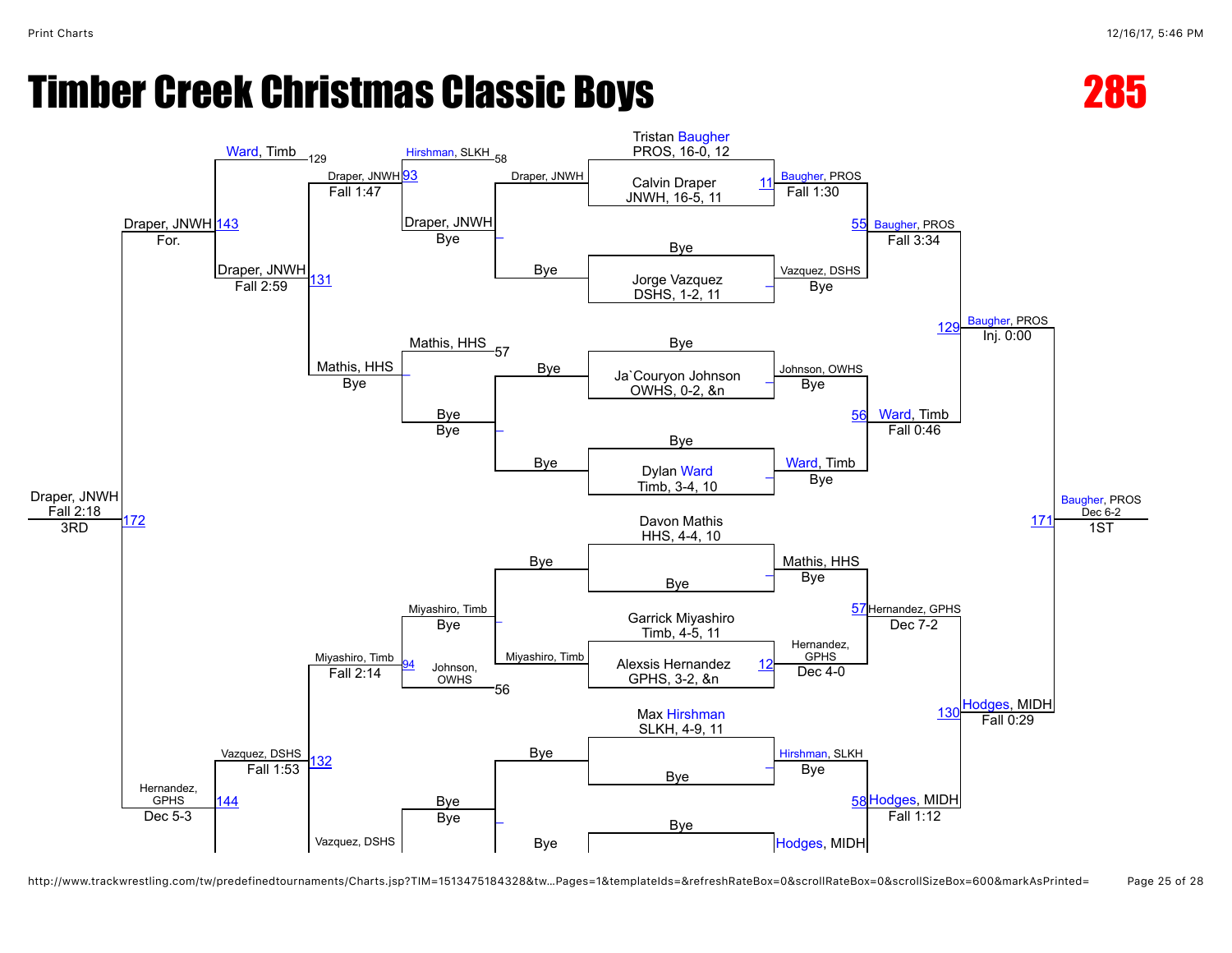# Timber Creek Christmas Classic Boys

## 285

**Championship bracket – Seeds / Entrants**

- Tristan Baugher, PROS, 16-0, 12
- Calvin Draper, JNWH, 16-5, 11
- Bye
- Jorge Vazquez, DSHS, 1-2, 11
- Bye
- Ja`Couryon Johnson, OWHS, 0-2, &n
- Bye
- Dylan Ward, Timb, 3-4, 10
- Davon Mathis, HHS, 4-4, 10
- Bye
- Garrick Miyashiro, Timb, 4-5, 11
- Alexsis Hernandez, GPHS, 3-2, &n
- Max Hirshman, SLKH, 4-9, 11
- Bye
- Bye
- Hodges, MIDH

**Championship Round 1**

- 11: Baugher, PROS – Fall 1:30
- Vazquez, DSHS – Bye
- Johnson, OWHS – Bye
- Ward, Timb – Bye
- Mathis, HHS – Bye
- 12: Hernandez, GPHS – Dec 4-0
- Hirshman, SLKH – Bye
- Hodges, MIDH

**Quarterfinals**

- 55: Baugher, PROS – Fall 3:34
- 56: Ward, Timb – Fall 0:46
- 57: Hernandez, GPHS – Dec 7-2
- 58: Hodges, MIDH – Fall 1:12

**Semifinals**

- 129: Baugher, PROS – Inj. 0:00
- 130: Hodges, MIDH – Fall 0:29

**Final**

- 171: Baugher, PROS – Dec 6-2 – 1ST

**Consolation bracket**

Consolation Round 1:
- Draper, JNWH – Bye
- Bye – Bye
- Miyashiro, Timb – Bye
- Bye – Bye

Consolation Round 2:
- Hirshman, SLKH (from 58) vs Draper, JNWH → 93: Draper, JNWH – Fall 1:47
- Mathis, HHS (from 57) vs Bye → Mathis, HHS – Bye
- Miyashiro, Timb vs Johnson, OWHS (from 56) → 94: Miyashiro, Timb – Fall 2:14
- Bye vs Bye → Vazquez, DSHS

Consolation Quarterfinals:
- 131: Draper, JNWH – Fall 2:59
- 132: Vazquez, DSHS – Fall 1:53

Consolation Semifinals:
- Ward, Timb (from 129) vs Draper, JNWH → 143: Draper, JNWH – For.
- Hernandez, GPHS (from 130) vs Vazquez, DSHS → 144: Hernandez, GPHS – Dec 5-3

3rd Place:
- 172: Draper, JNWH – Fall 2:18 – 3RD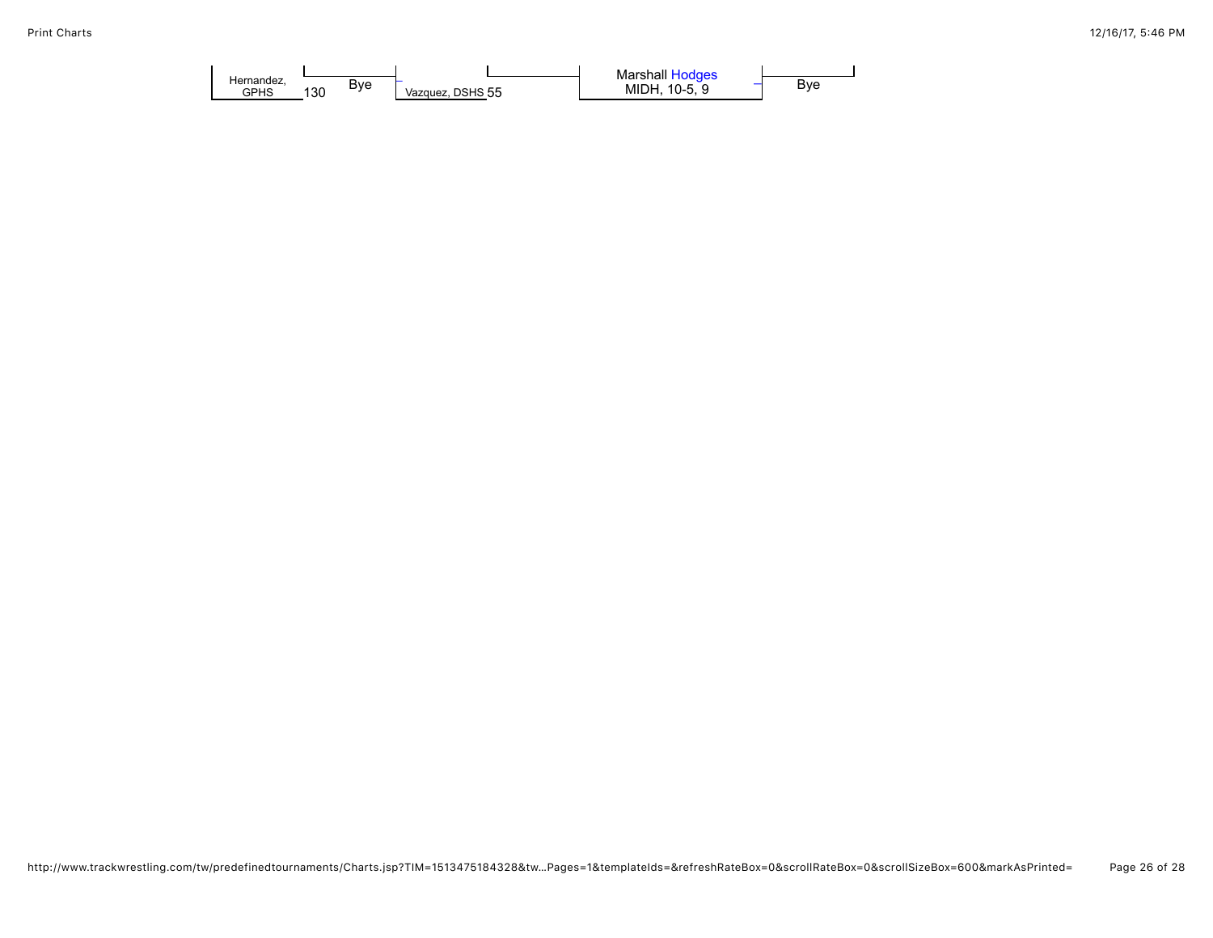Hernandez, GPHS 130

Bye

Vazquez, DSHS 55

Marshall Hodges
MIDH, 10-5, 9

Bye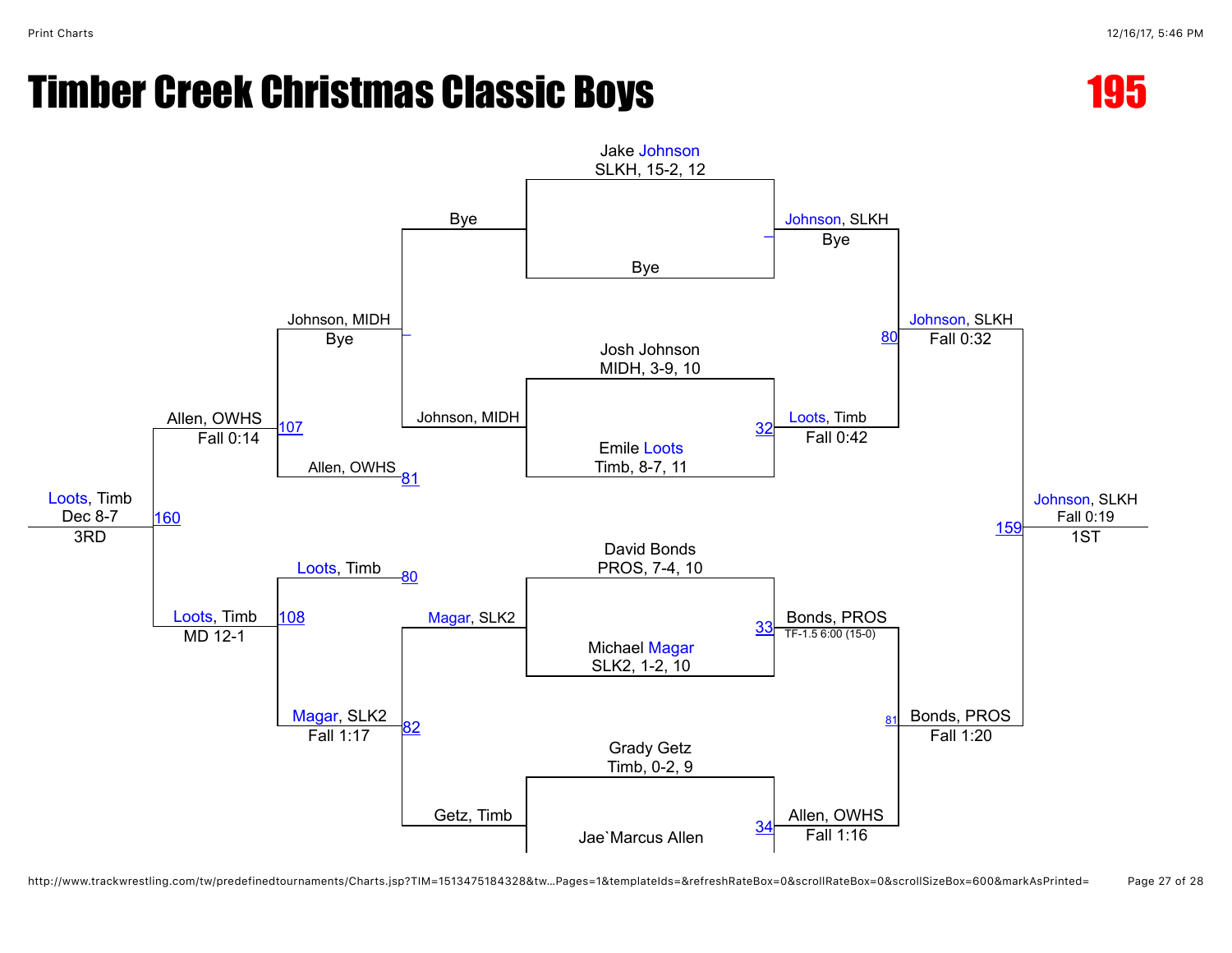# Timber Creek Christmas Classic Boys

## 195

### Championship Bracket

| Match | Wrestler 1 | Wrestler 2 | Winner | Result |
|---|---|---|---|---|
| — | Jake Johnson, SLKH, 15-2, 12 | Bye | Johnson, SLKH | Bye |
| 32 | Josh Johnson, MIDH, 3-9, 10 | Emile Loots, Timb, 8-7, 11 | Loots, Timb | Fall 0:42 |
| 33 | David Bonds, PROS, 7-4, 10 | Michael Magar, SLK2, 1-2, 10 | Bonds, PROS | TF-1.5 6:00 (15-0) |
| 34 | Grady Getz, Timb, 0-2, 9 | Jae`Marcus Allen | Allen, OWHS | Fall 1:16 |
| 80 | Johnson, SLKH | Loots, Timb | Johnson, SLKH | Fall 0:32 |
| 81 | Bonds, PROS | Allen, OWHS | Bonds, PROS | Fall 1:20 |
| 159 | Johnson, SLKH | Bonds, PROS | Johnson, SLKH | Fall 0:19 — 1ST |

### Consolation Bracket

| Match | Wrestler 1 | Wrestler 2 | Winner | Result |
|---|---|---|---|---|
| — | Bye | Johnson, MIDH | Johnson, MIDH | Bye |
| 82 | Magar, SLK2 | Getz, Timb | Magar, SLK2 | Fall 1:17 |
| 107 | Johnson, MIDH | Allen, OWHS (81) | Allen, OWHS | Fall 0:14 |
| 108 | Loots, Timb (80) | Magar, SLK2 | Loots, Timb | MD 12-1 |
| 160 | Allen, OWHS | Loots, Timb | Loots, Timb | Dec 8-7 — 3RD |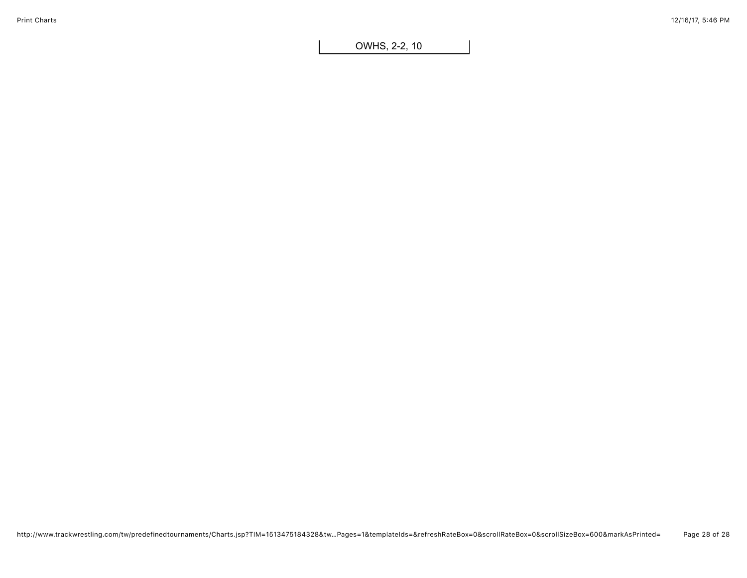OWHS, 2-2, 10